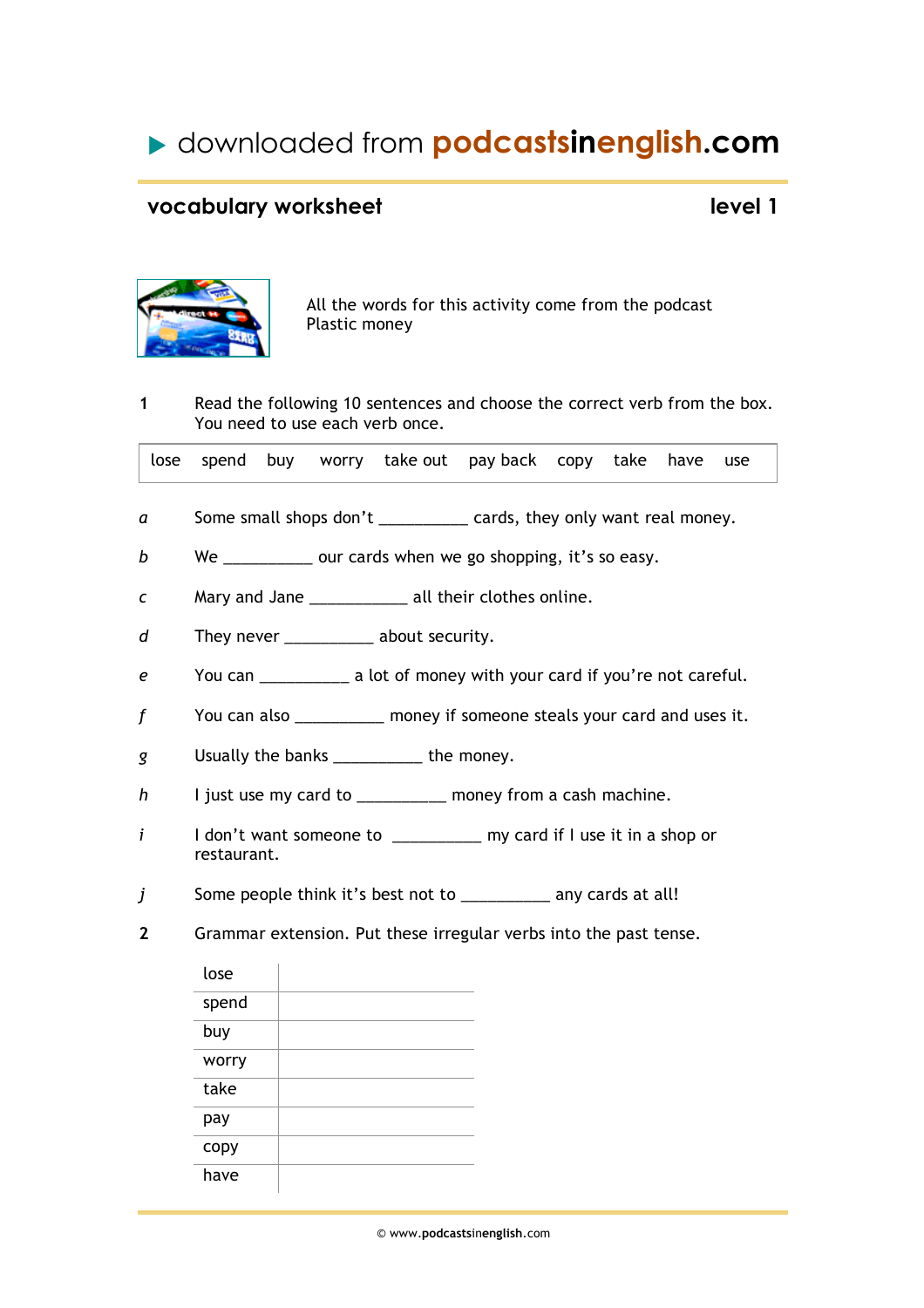▶ downloaded from **podcastsinenglish.com**

## vocabulary worksheet — level 1

All the words for this activity come from the podcast Plastic money

**1** Read the following 10 sentences and choose the correct verb from the box. You need to use each verb once.

| lose | spend | buy | worry | take out | pay back | copy | take | have | use |
|---|---|---|---|---|---|---|---|---|---|

*a* Some small shops don't __________ cards, they only want real money.

*b* We __________ our cards when we go shopping, it's so easy.

*c* Mary and Jane ___________ all their clothes online.

*d* They never __________ about security.

*e* You can __________ a lot of money with your card if you're not careful.

*f* You can also __________ money if someone steals your card and uses it.

*g* Usually the banks __________ the money.

*h* I just use my card to __________ money from a cash machine.

*i* I don't want someone to __________ my card if I use it in a shop or restaurant.

*j* Some people think it's best not to __________ any cards at all!

**2** Grammar extension. Put these irregular verbs into the past tense.

| | |
|---|---|
| lose | |
| spend | |
| buy | |
| worry | |
| take | |
| pay | |
| copy | |
| have | |

© www.podcastsinenglish.com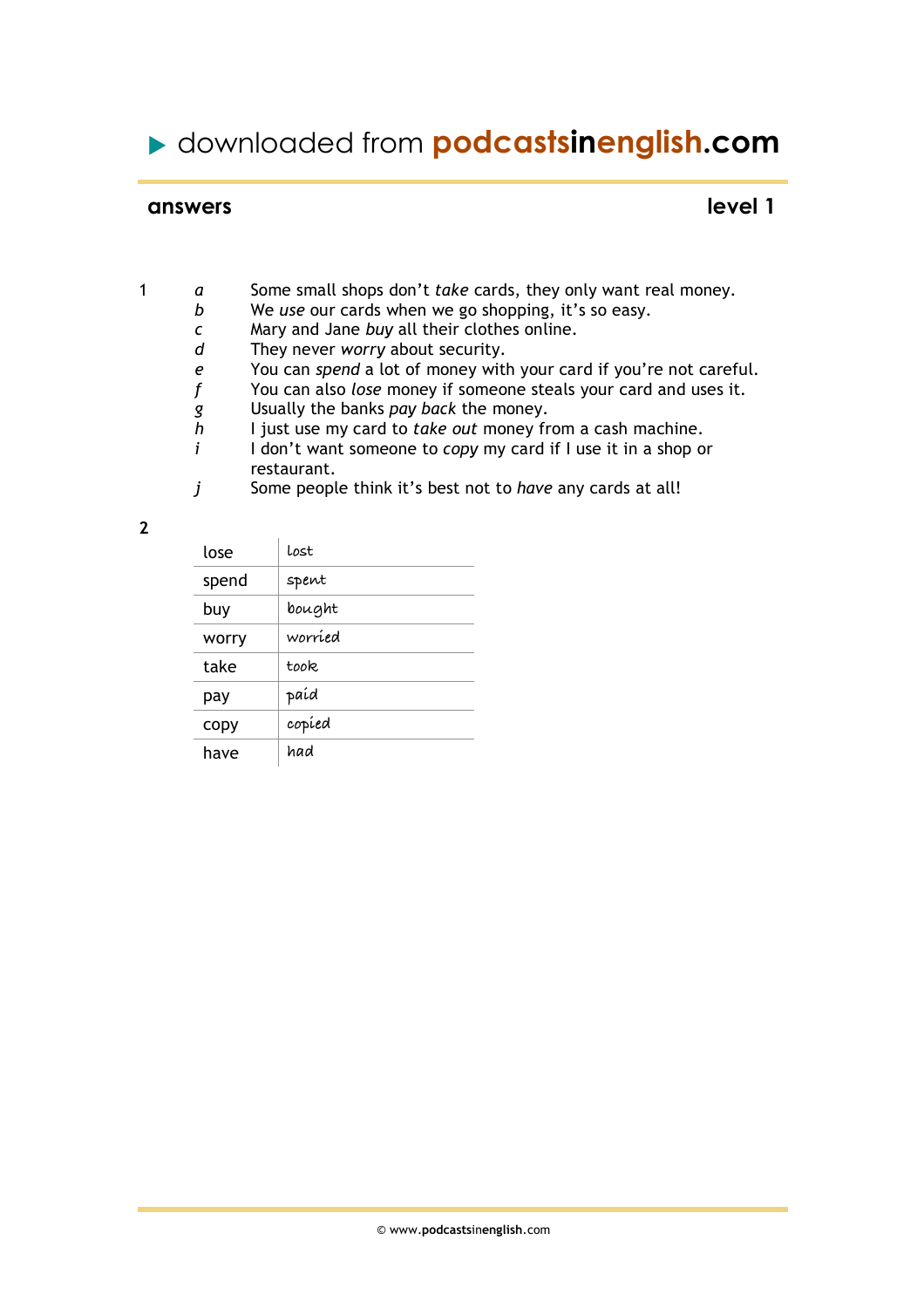▶ downloaded from **podcastsinenglish.com**

**answers** **level 1**

1

*a* Some small shops don't *take* cards, they only want real money.
*b* We *use* our cards when we go shopping, it's so easy.
*c* Mary and Jane *buy* all their clothes online.
*d* They never *worry* about security.
*e* You can *spend* a lot of money with your card if you're not careful.
*f* You can also *lose* money if someone steals your card and uses it.
*g* Usually the banks *pay back* the money.
*h* I just use my card to *take out* money from a cash machine.
*i* I don't want someone to *copy* my card if I use it in a shop or restaurant.
*j* Some people think it's best not to *have* any cards at all!

**2**

| | |
|---|---|
| lose | lost |
| spend | spent |
| buy | bought |
| worry | worried |
| take | took |
| pay | paid |
| copy | copied |
| have | had |